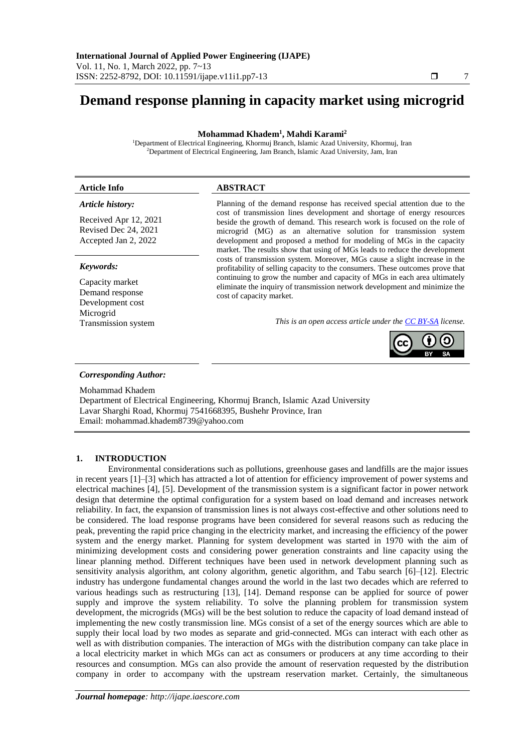# Demand response planning in capacity market using microgrid

**Mohammad Khadem[1], Mahdi Karami[2]**

[1]Department of Electrical Engineering, Khormuj Branch, Islamic Azad University, Khormuj, Iran
[2]Department of Electrical Engineering, Jam Branch, Islamic Azad University, Jam, Iran

| Article Info | ABSTRACT |
|---|---|
| ***Article history:*** | Planning of the demand response has received special attention due to the cost of transmission lines development and shortage of energy resources beside the growth of demand. This research work is focused on the role of microgrid (MG) as an alternative solution for transmission system development and proposed a method for modeling of MGs in the capacity market. The results show that using of MGs leads to reduce the development costs of transmission system. Moreover, MGs cause a slight increase in the profitability of selling capacity to the consumers. These outcomes prove that continuing to grow the number and capacity of MGs in each area ultimately eliminate the inquiry of transmission network development and minimize the cost of capacity market. |
| Received Apr 12, 2021<br>Revised Dec 24, 2021<br>Accepted Jan 2, 2022 | |
| ***Keywords:*** | |
| Capacity market<br>Demand response<br>Development cost<br>Microgrid<br>Transmission system | *This is an open access article under the CC BY-SA license.* |

***Corresponding Author:***

Mohammad Khadem
Department of Electrical Engineering, Khormuj Branch, Islamic Azad University
Lavar Sharghi Road, Khormuj 7541668395, Bushehr Province, Iran
Email: mohammad.khadem8739@yahoo.com

## 1. INTRODUCTION

Environmental considerations such as pollutions, greenhouse gases and landfills are the major issues in recent years [1]–[3] which has attracted a lot of attention for efficiency improvement of power systems and electrical machines [4], [5]. Development of the transmission system is a significant factor in power network design that determine the optimal configuration for a system based on load demand and increases network reliability. In fact, the expansion of transmission lines is not always cost-effective and other solutions need to be considered. The load response programs have been considered for several reasons such as reducing the peak, preventing the rapid price changing in the electricity market, and increasing the efficiency of the power system and the energy market. Planning for system development was started in 1970 with the aim of minimizing development costs and considering power generation constraints and line capacity using the linear planning method. Different techniques have been used in network development planning such as sensitivity analysis algorithm, ant colony algorithm, genetic algorithm, and Tabu search [6]–[12]. Electric industry has undergone fundamental changes around the world in the last two decades which are referred to various headings such as restructuring [13], [14]. Demand response can be applied for source of power supply and improve the system reliability. To solve the planning problem for transmission system development, the microgrids (MGs) will be the best solution to reduce the capacity of load demand instead of implementing the new costly transmission line. MGs consist of a set of the energy sources which are able to supply their local load by two modes as separate and grid-connected. MGs can interact with each other as well as with distribution companies. The interaction of MGs with the distribution company can take place in a local electricity market in which MGs can act as consumers or producers at any time according to their resources and consumption. MGs can also provide the amount of reservation requested by the distribution company in order to accompany with the upstream reservation market. Certainly, the simultaneous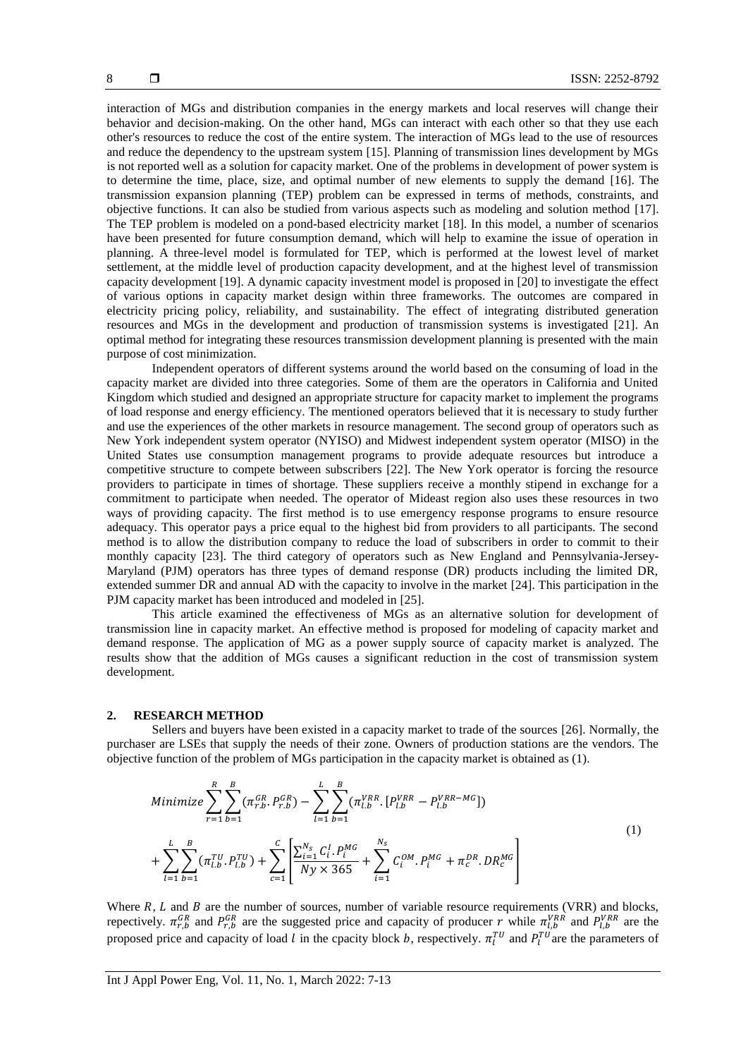interaction of MGs and distribution companies in the energy markets and local reserves will change their behavior and decision-making. On the other hand, MGs can interact with each other so that they use each other's resources to reduce the cost of the entire system. The interaction of MGs lead to the use of resources and reduce the dependency to the upstream system [15]. Planning of transmission lines development by MGs is not reported well as a solution for capacity market. One of the problems in development of power system is to determine the time, place, size, and optimal number of new elements to supply the demand [16]. The transmission expansion planning (TEP) problem can be expressed in terms of methods, constraints, and objective functions. It can also be studied from various aspects such as modeling and solution method [17]. The TEP problem is modeled on a pond-based electricity market [18]. In this model, a number of scenarios have been presented for future consumption demand, which will help to examine the issue of operation in planning. A three-level model is formulated for TEP, which is performed at the lowest level of market settlement, at the middle level of production capacity development, and at the highest level of transmission capacity development [19]. A dynamic capacity investment model is proposed in [20] to investigate the effect of various options in capacity market design within three frameworks. The outcomes are compared in electricity pricing policy, reliability, and sustainability. The effect of integrating distributed generation resources and MGs in the development and production of transmission systems is investigated [21]. An optimal method for integrating these resources transmission development planning is presented with the main purpose of cost minimization.

Independent operators of different systems around the world based on the consuming of load in the capacity market are divided into three categories. Some of them are the operators in California and United Kingdom which studied and designed an appropriate structure for capacity market to implement the programs of load response and energy efficiency. The mentioned operators believed that it is necessary to study further and use the experiences of the other markets in resource management. The second group of operators such as New York independent system operator (NYISO) and Midwest independent system operator (MISO) in the United States use consumption management programs to provide adequate resources but introduce a competitive structure to compete between subscribers [22]. The New York operator is forcing the resource providers to participate in times of shortage. These suppliers receive a monthly stipend in exchange for a commitment to participate when needed. The operator of Mideast region also uses these resources in two ways of providing capacity. The first method is to use emergency response programs to ensure resource adequacy. This operator pays a price equal to the highest bid from providers to all participants. The second method is to allow the distribution company to reduce the load of subscribers in order to commit to their monthly capacity [23]. The third category of operators such as New England and Pennsylvania-Jersey-Maryland (PJM) operators has three types of demand response (DR) products including the limited DR, extended summer DR and annual AD with the capacity to involve in the market [24]. This participation in the PJM capacity market has been introduced and modeled in [25].

This article examined the effectiveness of MGs as an alternative solution for development of transmission line in capacity market. An effective method is proposed for modeling of capacity market and demand response. The application of MG as a power supply source of capacity market is analyzed. The results show that the addition of MGs causes a significant reduction in the cost of transmission system development.

## 2. RESEARCH METHOD

Sellers and buyers have been existed in a capacity market to trade of the sources [26]. Normally, the purchaser are LSEs that supply the needs of their zone. Owners of production stations are the vendors. The objective function of the problem of MGs participation in the capacity market is obtained as (1).

$$
\begin{aligned}
Minimize \sum_{r=1}^{R}\sum_{b=1}^{B}(\pi_{r.b}^{GR}.P_{r.b}^{GR}) - \sum_{l=1}^{L}\sum_{b=1}^{B}(\pi_{l.b}^{VRR}.[P_{l.b}^{VRR}-P_{l.b}^{VRR-MG}]) \\
+\sum_{l=1}^{L}\sum_{b=1}^{B}(\pi_{l.b}^{TU}.P_{l.b}^{TU}) + \sum_{c=1}^{C}\left[\frac{\sum_{i=1}^{N_s} C_i^{I}.P_i^{MG}}{Ny\times 365}+\sum_{i=1}^{N_s} C_i^{OM}.P_i^{MG}+\pi_c^{DR}.DR_c^{MG}\right]
\end{aligned} \tag{1}
$$

Where $R$, $L$ and $B$ are the number of sources, number of variable resource requirements (VRR) and blocks, repectively. $\pi_{r,b}^{GR}$ and $P_{r,b}^{GR}$ are the suggested price and capacity of producer $r$ while $\pi_{l,b}^{VRR}$ and $P_{l,b}^{VRR}$ are the proposed price and capacity of load $l$ in the cpacity block $b$, respectively. $\pi_{l}^{TU}$ and $P_{l}^{TU}$ are the parameters of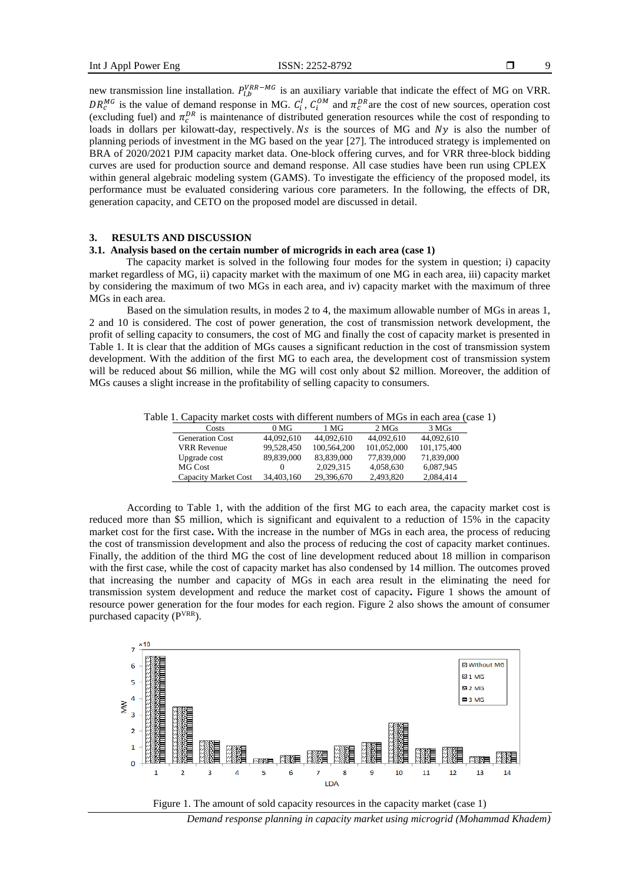new transmission line installation. $P_{l,b}^{VRR-MG}$ is an auxiliary variable that indicate the effect of MG on VRR. $DR_c^{MG}$ is the value of demand response in MG. $C_i^I$, $C_i^{OM}$ and $\pi_c^{DR}$ are the cost of new sources, operation cost (excluding fuel) and $\pi_c^{DR}$ is maintenance of distributed generation resources while the cost of responding to loads in dollars per kilowatt-day, respectively. $Ns$ is the sources of MG and $Ny$ is also the number of planning periods of investment in the MG based on the year [27]. The introduced strategy is implemented on BRA of 2020/2021 PJM capacity market data. One-block offering curves, and for VRR three-block bidding curves are used for production source and demand response. All case studies have been run using CPLEX within general algebraic modeling system (GAMS). To investigate the efficiency of the proposed model, its performance must be evaluated considering various core parameters. In the following, the effects of DR, generation capacity, and CETO on the proposed model are discussed in detail.

## 3. RESULTS AND DISCUSSION

### 3.1. Analysis based on the certain number of microgrids in each area (case 1)

The capacity market is solved in the following four modes for the system in question; i) capacity market regardless of MG, ii) capacity market with the maximum of one MG in each area, iii) capacity market by considering the maximum of two MGs in each area, and iv) capacity market with the maximum of three MGs in each area.

Based on the simulation results, in modes 2 to 4, the maximum allowable number of MGs in areas 1, 2 and 10 is considered. The cost of power generation, the cost of transmission network development, the profit of selling capacity to consumers, the cost of MG and finally the cost of capacity market is presented in Table 1. It is clear that the addition of MGs causes a significant reduction in the cost of transmission system development. With the addition of the first MG to each area, the development cost of transmission system will be reduced about $6 million, while the MG will cost only about $2 million. Moreover, the addition of MGs causes a slight increase in the profitability of selling capacity to consumers.

Table 1. Capacity market costs with different numbers of MGs in each area (case 1)

| Costs | 0 MG | 1 MG | 2 MGs | 3 MGs |
|---|---|---|---|---|
| Generation Cost | 44,092,610 | 44,092,610 | 44,092,610 | 44,092,610 |
| VRR Revenue | 99,528,450 | 100,564,200 | 101,052,000 | 101,175,400 |
| Upgrade cost | 89,839,000 | 83,839,000 | 77,839,000 | 71,839,000 |
| MG Cost | 0 | 2,029,315 | 4,058,630 | 6,087,945 |
| Capacity Market Cost | 34,403,160 | 29,396,670 | 2,493,820 | 2,084,414 |

According to Table 1, with the addition of the first MG to each area, the capacity market cost is reduced more than $5 million, which is significant and equivalent to a reduction of 15% in the capacity market cost for the first case**.** With the increase in the number of MGs in each area, the process of reducing the cost of transmission development and also the process of reducing the cost of capacity market continues. Finally, the addition of the third MG the cost of line development reduced about 18 million in comparison with the first case, while the cost of capacity market has also condensed by 14 million. The outcomes proved that increasing the number and capacity of MGs in each area result in the eliminating the need for transmission system development and reduce the market cost of capacity**.** Figure 1 shows the amount of resource power generation for the four modes for each region. Figure 2 also shows the amount of consumer purchased capacity ($P^{VRR}$).

Figure 1. The amount of sold capacity resources in the capacity market (case 1)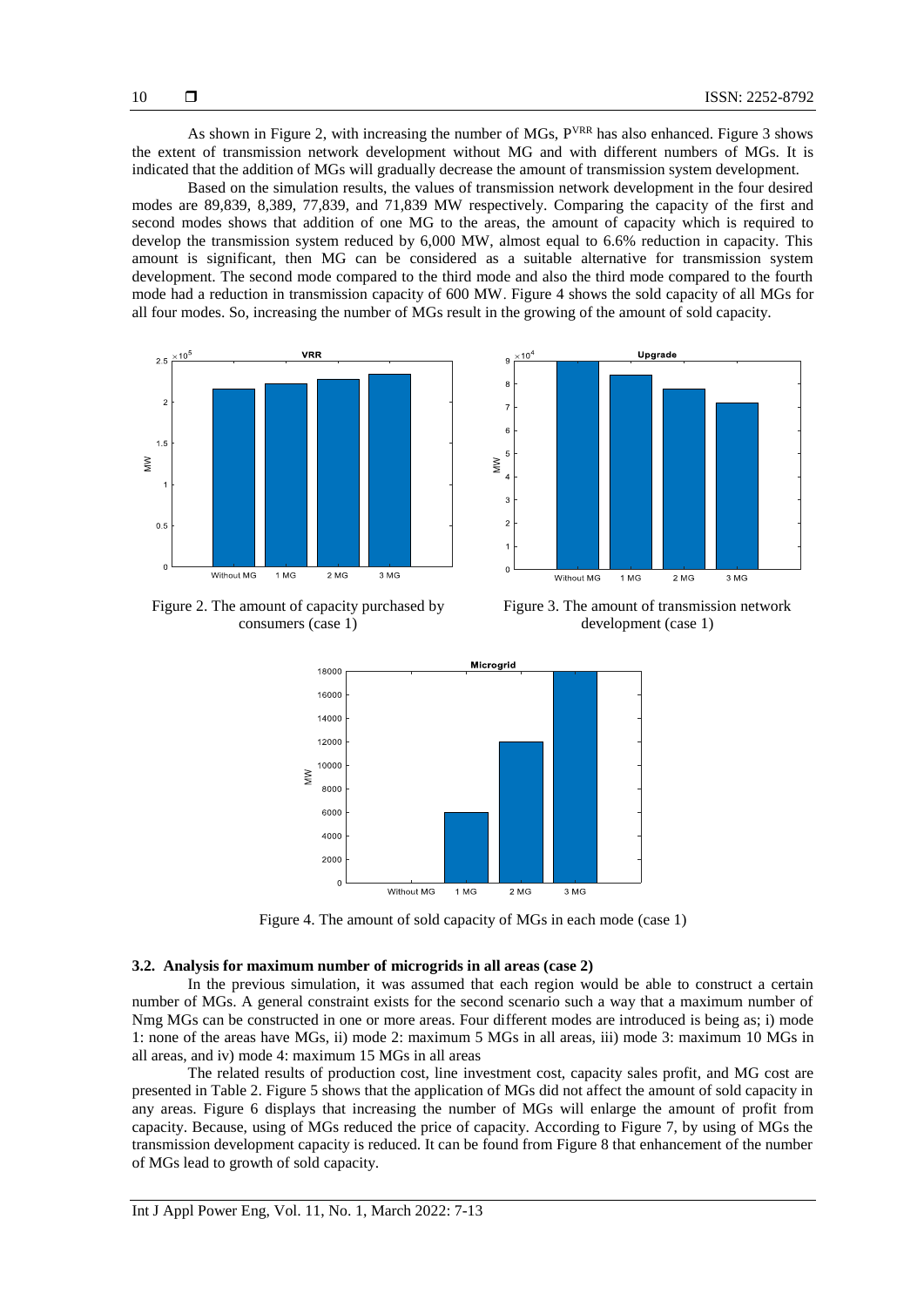As shown in Figure 2, with increasing the number of MGs, $P^{VRR}$ has also enhanced. Figure 3 shows the extent of transmission network development without MG and with different numbers of MGs. It is indicated that the addition of MGs will gradually decrease the amount of transmission system development.

Based on the simulation results, the values of transmission network development in the four desired modes are 89,839, 8,389, 77,839, and 71,839 MW respectively. Comparing the capacity of the first and second modes shows that addition of one MG to the areas, the amount of capacity which is required to develop the transmission system reduced by 6,000 MW, almost equal to 6.6% reduction in capacity. This amount is significant, then MG can be considered as a suitable alternative for transmission system development. The second mode compared to the third mode and also the third mode compared to the fourth mode had a reduction in transmission capacity of 600 MW. Figure 4 shows the sold capacity of all MGs for all four modes. So, increasing the number of MGs result in the growing of the amount of sold capacity.

Figure 2. The amount of capacity purchased by consumers (case 1)

Figure 3. The amount of transmission network development (case 1)

Figure 4. The amount of sold capacity of MGs in each mode (case 1)

### 3.2. Analysis for maximum number of microgrids in all areas (case 2)

In the previous simulation, it was assumed that each region would be able to construct a certain number of MGs. A general constraint exists for the second scenario such a way that a maximum number of Nmg MGs can be constructed in one or more areas. Four different modes are introduced is being as; i) mode 1: none of the areas have MGs, ii) mode 2: maximum 5 MGs in all areas, iii) mode 3: maximum 10 MGs in all areas, and iv) mode 4: maximum 15 MGs in all areas

The related results of production cost, line investment cost, capacity sales profit, and MG cost are presented in Table 2. Figure 5 shows that the application of MGs did not affect the amount of sold capacity in any areas. Figure 6 displays that increasing the number of MGs will enlarge the amount of profit from capacity. Because, using of MGs reduced the price of capacity. According to Figure 7, by using of MGs the transmission development capacity is reduced. It can be found from Figure 8 that enhancement of the number of MGs lead to growth of sold capacity.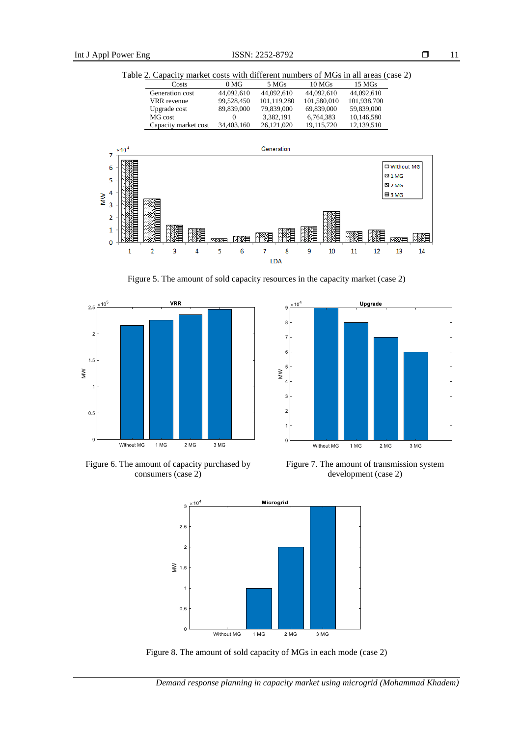Table 2. Capacity market costs with different numbers of MGs in all areas (case 2)

| Costs | 0 MG | 5 MGs | 10 MGs | 15 MGs |
|---|---|---|---|---|
| Generation cost | 44,092,610 | 44,092,610 | 44,092,610 | 44,092,610 |
| VRR revenue | 99,528,450 | 101,119,280 | 101,580,010 | 101,938,700 |
| Upgrade cost | 89,839,000 | 79,839,000 | 69,839,000 | 59,839,000 |
| MG cost | 0 | 3,382,191 | 6,764,383 | 10,146,580 |
| Capacity market cost | 34,403,160 | 26,121,020 | 19,115,720 | 12,139,510 |

Figure 5. The amount of sold capacity resources in the capacity market (case 2)

Figure 6. The amount of capacity purchased by consumers (case 2)

Figure 7. The amount of transmission system development (case 2)

Figure 8. The amount of sold capacity of MGs in each mode (case 2)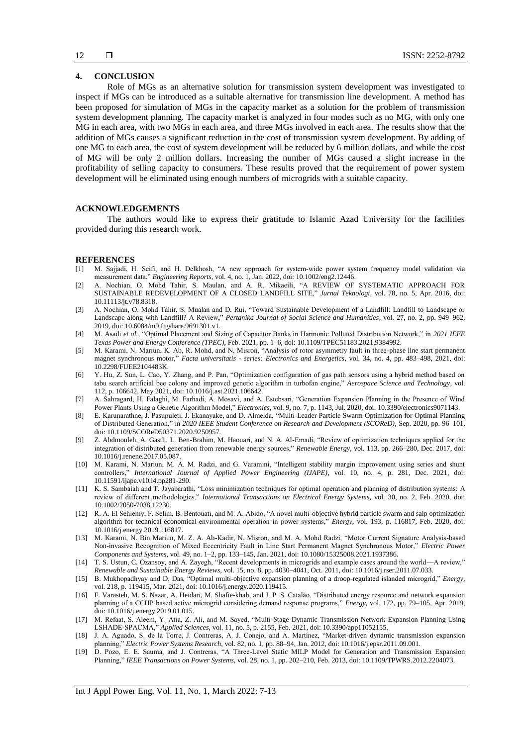## 4. CONCLUSION

Role of MGs as an alternative solution for transmission system development was investigated to inspect if MGs can be introduced as a suitable alternative for transmission line development. A method has been proposed for simulation of MGs in the capacity market as a solution for the problem of transmission system development planning. The capacity market is analyzed in four modes such as no MG, with only one MG in each area, with two MGs in each area, and three MGs involved in each area. The results show that the addition of MGs causes a significant reduction in the cost of transmission system development. By adding of one MG to each area, the cost of system development will be reduced by 6 million dollars, and while the cost of MG will be only 2 million dollars. Increasing the number of MGs caused a slight increase in the profitability of selling capacity to consumers. These results proved that the requirement of power system development will be eliminated using enough numbers of microgrids with a suitable capacity.

## ACKNOWLEDGEMENTS

The authors would like to express their gratitude to Islamic Azad University for the facilities provided during this research work.

## REFERENCES

[1] M. Sajjadi, H. Seifi, and H. Delkhosh, "A new approach for system-wide power system frequency model validation via measurement data," *Engineering Reports*, vol. 4, no. 1, Jan. 2022, doi: 10.1002/eng2.12446.

[2] A. Nochian, O. Mohd Tahir, S. Maulan, and A. R. Mikaeili, "A REVIEW OF SYSTEMATIC APPROACH FOR SUSTAINABLE REDEVELOPMENT OF A CLOSED LANDFILL SITE," *Jurnal Teknologi*, vol. 78, no. 5, Apr. 2016, doi: 10.11113/jt.v78.8318.

[3] A. Nochian, O. Mohd Tahir, S. Mualan and D. Rui, "Toward Sustainable Development of a Landfill: Landfill to Landscape or Landscape along with Landfill? A Review," *Pertanika Journal of Social Science and Humanities*, vol. 27, no. 2, pp. 949–962, 2019, doi: 10.6084/m9.figshare.9691301.v1.

[4] M. Asadi *et al.*, "Optimal Placement and Sizing of Capacitor Banks in Harmonic Polluted Distribution Network," in *2021 IEEE Texas Power and Energy Conference (TPEC)*, Feb. 2021, pp. 1–6, doi: 10.1109/TPEC51183.2021.9384992.

[5] M. Karami, N. Mariun, K. Ab, R. Mohd, and N. Misron, "Analysis of rotor asymmetry fault in three-phase line start permanent magnet synchronous motor," *Facta universitatis - series: Electronics and Energetics*, vol. 34, no. 4, pp. 483–498, 2021, doi: 10.2298/FUEE2104483K.

[6] Y. Hu, Z. Sun, L. Cao, Y. Zhang, and P. Pan, "Optimization configuration of gas path sensors using a hybrid method based on tabu search artificial bee colony and improved genetic algorithm in turbofan engine," *Aerospace Science and Technology*, vol. 112, p. 106642, May 2021, doi: 10.1016/j.ast.2021.106642.

[7] A. Sahragard, H. Falaghi, M. Farhadi, A. Mosavi, and A. Estebsari, "Generation Expansion Planning in the Presence of Wind Power Plants Using a Genetic Algorithm Model," *Electronics*, vol. 9, no. 7, p. 1143, Jul. 2020, doi: 10.3390/electronics9071143.

[8] E. Karunarathne, J. Pasupuleti, J. Ekanayake, and D. Almeida, "Multi-Leader Particle Swarm Optimization for Optimal Planning of Distributed Generation," in *2020 IEEE Student Conference on Research and Development (SCOReD)*, Sep. 2020, pp. 96–101, doi: 10.1109/SCOReD50371.2020.9250957.

[9] Z. Abdmouleh, A. Gastli, L. Ben-Brahim, M. Haouari, and N. A. Al-Emadi, "Review of optimization techniques applied for the integration of distributed generation from renewable energy sources," *Renewable Energy*, vol. 113, pp. 266–280, Dec. 2017, doi: 10.1016/j.renene.2017.05.087.

[10] M. Karami, N. Mariun, M. A. M. Radzi, and G. Varamini, "Intelligent stability margin improvement using series and shunt controllers," *International Journal of Applied Power Engineering (IJAPE)*, vol. 10, no. 4, p. 281, Dec. 2021, doi: 10.11591/ijape.v10.i4.pp281-290.

[11] K. S. Sambaiah and T. Jayabarathi, "Loss minimization techniques for optimal operation and planning of distribution systems: A review of different methodologies," *International Transactions on Electrical Energy Systems*, vol. 30, no. 2, Feb. 2020, doi: 10.1002/2050-7038.12230.

[12] R. A. El Sehiemy, F. Selim, B. Bentouati, and M. A. Abido, "A novel multi-objective hybrid particle swarm and salp optimization algorithm for technical-economical-environmental operation in power systems," *Energy*, vol. 193, p. 116817, Feb. 2020, doi: 10.1016/j.energy.2019.116817.

[13] M. Karami, N. Bin Mariun, M. Z. A. Ab-Kadir, N. Misron, and M. A. Mohd Radzi, "Motor Current Signature Analysis-based Non-invasive Recognition of Mixed Eccentricity Fault in Line Start Permanent Magnet Synchronous Motor," *Electric Power Components and Systems*, vol. 49, no. 1–2, pp. 133–145, Jan. 2021, doi: 10.1080/15325008.2021.1937386.

[14] T. S. Ustun, C. Ozansoy, and A. Zayegh, "Recent developments in microgrids and example cases around the world—A review," *Renewable and Sustainable Energy Reviews*, vol. 15, no. 8, pp. 4030–4041, Oct. 2011, doi: 10.1016/j.rser.2011.07.033.

[15] B. Mukhopadhyay and D. Das, "Optimal multi-objective expansion planning of a droop-regulated islanded microgrid," *Energy*, vol. 218, p. 119415, Mar. 2021, doi: 10.1016/j.energy.2020.119415.

[16] F. Varasteh, M. S. Nazar, A. Heidari, M. Shafie-khah, and J. P. S. Catalão, "Distributed energy resource and network expansion planning of a CCHP based active microgrid considering demand response programs," *Energy*, vol. 172, pp. 79–105, Apr. 2019, doi: 10.1016/j.energy.2019.01.015.

[17] M. Refaat, S. Aleem, Y. Atia, Z. Ali, and M. Sayed, "Multi-Stage Dynamic Transmission Network Expansion Planning Using LSHADE-SPACMA," *Applied Sciences*, vol. 11, no. 5, p. 2155, Feb. 2021, doi: 10.3390/app11052155.

[18] J. A. Aguado, S. de la Torre, J. Contreras, A. J. Conejo, and A. Martínez, "Market-driven dynamic transmission expansion planning," *Electric Power Systems Research*, vol. 82, no. 1, pp. 88–94, Jan. 2012, doi: 10.1016/j.epsr.2011.09.001.

[19] D. Pozo, E. E. Sauma, and J. Contreras, "A Three-Level Static MILP Model for Generation and Transmission Expansion Planning," *IEEE Transactions on Power Systems*, vol. 28, no. 1, pp. 202–210, Feb. 2013, doi: 10.1109/TPWRS.2012.2204073.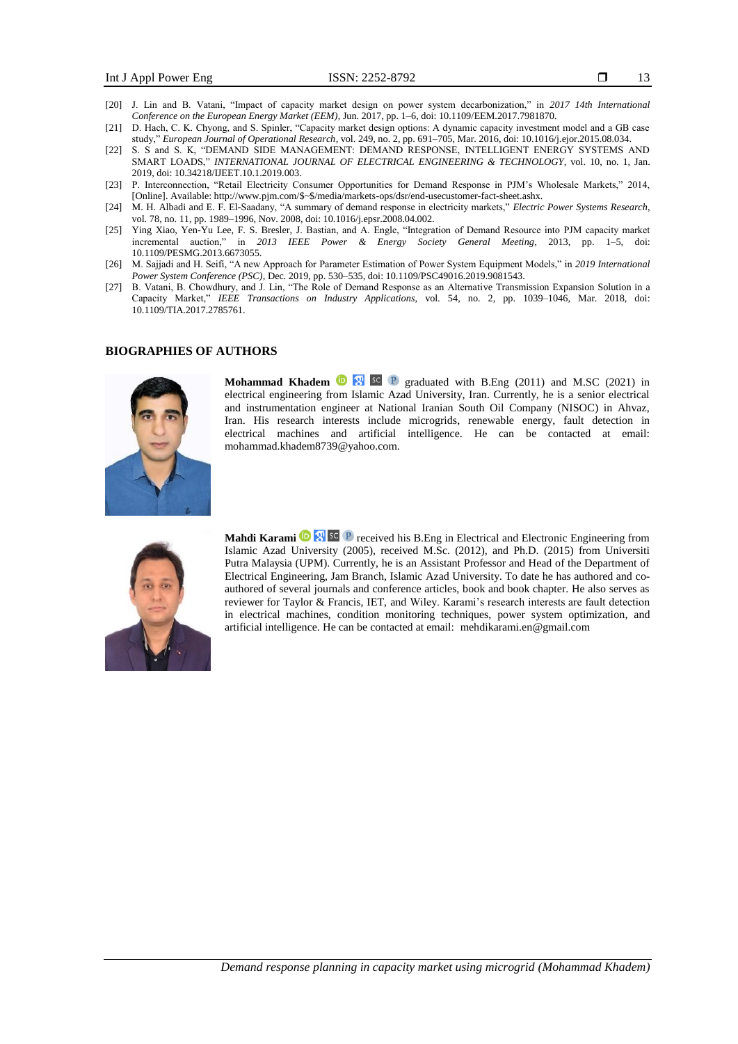[20] J. Lin and B. Vatani, "Impact of capacity market design on power system decarbonization," in *2017 14th International Conference on the European Energy Market (EEM)*, Jun. 2017, pp. 1–6, doi: 10.1109/EEM.2017.7981870.

[21] D. Hach, C. K. Chyong, and S. Spinler, "Capacity market design options: A dynamic capacity investment model and a GB case study," *European Journal of Operational Research*, vol. 249, no. 2, pp. 691–705, Mar. 2016, doi: 10.1016/j.ejor.2015.08.034.

[22] S. S and S. K, "DEMAND SIDE MANAGEMENT: DEMAND RESPONSE, INTELLIGENT ENERGY SYSTEMS AND SMART LOADS," *INTERNATIONAL JOURNAL OF ELECTRICAL ENGINEERING & TECHNOLOGY*, vol. 10, no. 1, Jan. 2019, doi: 10.34218/IJEET.10.1.2019.003.

[23] P. Interconnection, "Retail Electricity Consumer Opportunities for Demand Response in PJM's Wholesale Markets," 2014, [Online]. Available: http://www.pjm.com/$~$/media/markets-ops/dsr/end-usecustomer-fact-sheet.ashx.

[24] M. H. Albadi and E. F. El-Saadany, "A summary of demand response in electricity markets," *Electric Power Systems Research*, vol. 78, no. 11, pp. 1989–1996, Nov. 2008, doi: 10.1016/j.epsr.2008.04.002.

[25] Ying Xiao, Yen-Yu Lee, F. S. Bresler, J. Bastian, and A. Engle, "Integration of Demand Resource into PJM capacity market incremental auction," in *2013 IEEE Power & Energy Society General Meeting*, 2013, pp. 1–5, doi: 10.1109/PESMG.2013.6673055.

[26] M. Sajjadi and H. Seifi, "A new Approach for Parameter Estimation of Power System Equipment Models," in *2019 International Power System Conference (PSC)*, Dec. 2019, pp. 530–535, doi: 10.1109/PSC49016.2019.9081543.

[27] B. Vatani, B. Chowdhury, and J. Lin, "The Role of Demand Response as an Alternative Transmission Expansion Solution in a Capacity Market," *IEEE Transactions on Industry Applications*, vol. 54, no. 2, pp. 1039–1046, Mar. 2018, doi: 10.1109/TIA.2017.2785761.

## BIOGRAPHIES OF AUTHORS

**Mohammad Khadem** graduated with B.Eng (2011) and M.SC (2021) in electrical engineering from Islamic Azad University, Iran. Currently, he is a senior electrical and instrumentation engineer at National Iranian South Oil Company (NISOC) in Ahvaz, Iran. His research interests include microgrids, renewable energy, fault detection in electrical machines and artificial intelligence. He can be contacted at email: mohammad.khadem8739@yahoo.com.

**Mahdi Karami** received his B.Eng in Electrical and Electronic Engineering from Islamic Azad University (2005), received M.Sc. (2012), and Ph.D. (2015) from Universiti Putra Malaysia (UPM). Currently, he is an Assistant Professor and Head of the Department of Electrical Engineering, Jam Branch, Islamic Azad University. To date he has authored and co-authored of several journals and conference articles, book and book chapter. He also serves as reviewer for Taylor & Francis, IET, and Wiley. Karami's research interests are fault detection in electrical machines, condition monitoring techniques, power system optimization, and artificial intelligence. He can be contacted at email: mehdikarami.en@gmail.com